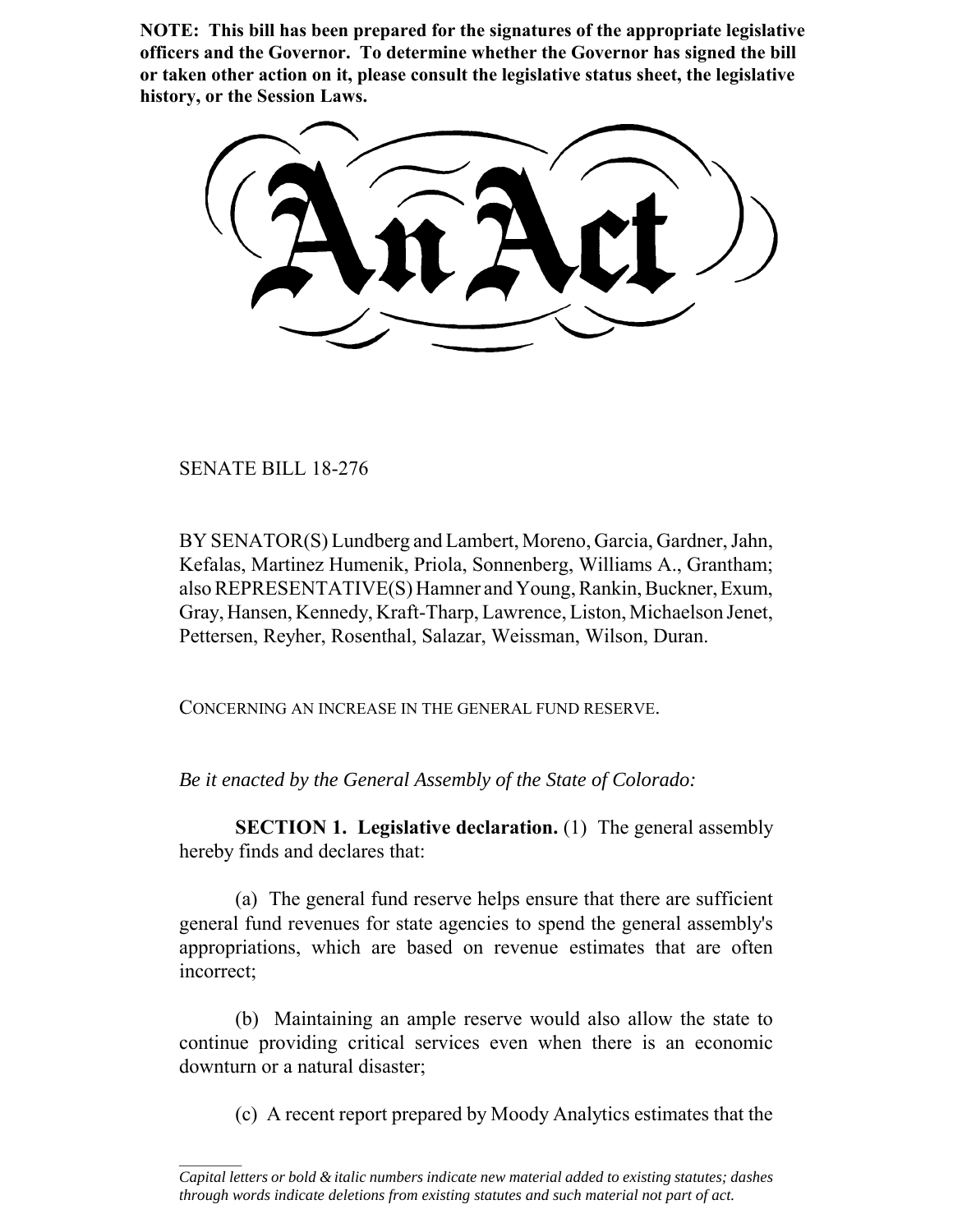**NOTE: This bill has been prepared for the signatures of the appropriate legislative officers and the Governor. To determine whether the Governor has signed the bill or taken other action on it, please consult the legislative status sheet, the legislative history, or the Session Laws.**

# An Act

SENATE BILL 18-276

BY SENATOR(S) Lundberg and Lambert, Moreno, Garcia, Gardner, Jahn, Kefalas, Martinez Humenik, Priola, Sonnenberg, Williams A., Grantham; also REPRESENTATIVE(S) Hamner and Young, Rankin, Buckner, Exum, Gray, Hansen, Kennedy, Kraft-Tharp, Lawrence, Liston, Michaelson Jenet, Pettersen, Reyher, Rosenthal, Salazar, Weissman, Wilson, Duran.

CONCERNING AN INCREASE IN THE GENERAL FUND RESERVE.

*Be it enacted by the General Assembly of the State of Colorado:*

**SECTION 1. Legislative declaration.** (1) The general assembly hereby finds and declares that:

(a) The general fund reserve helps ensure that there are sufficient general fund revenues for state agencies to spend the general assembly's appropriations, which are based on revenue estimates that are often incorrect;

(b) Maintaining an ample reserve would also allow the state to continue providing critical services even when there is an economic downturn or a natural disaster;

(c) A recent report prepared by Moody Analytics estimates that the

---

*Capital letters or bold & italic numbers indicate new material added to existing statutes; dashes through words indicate deletions from existing statutes and such material not part of act.*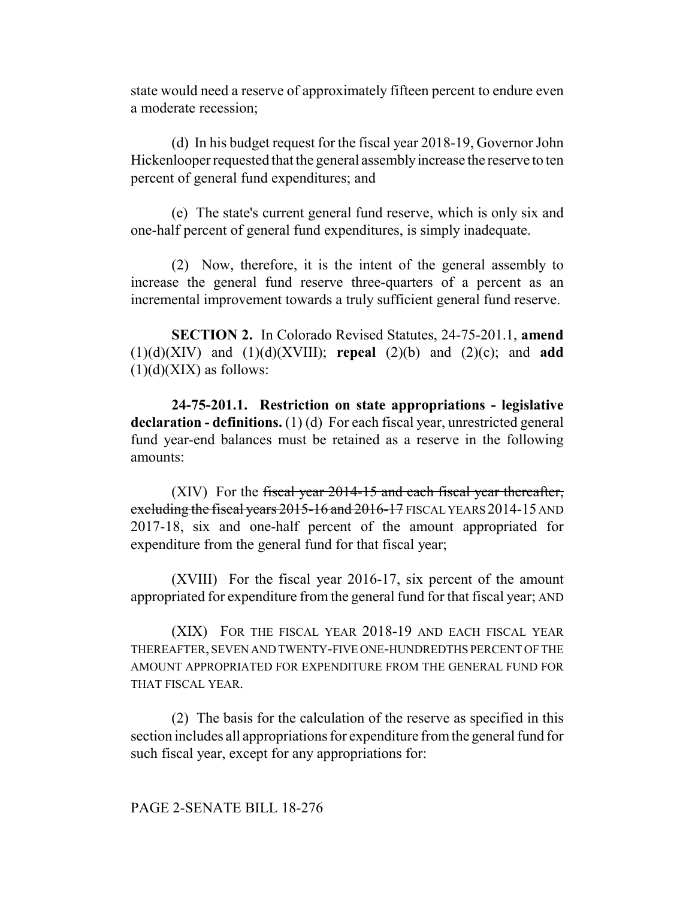state would need a reserve of approximately fifteen percent to endure even a moderate recession;

(d) In his budget request for the fiscal year 2018-19, Governor John Hickenlooper requested that the general assembly increase the reserve to ten percent of general fund expenditures; and

(e) The state's current general fund reserve, which is only six and one-half percent of general fund expenditures, is simply inadequate.

(2) Now, therefore, it is the intent of the general assembly to increase the general fund reserve three-quarters of a percent as an incremental improvement towards a truly sufficient general fund reserve.

**SECTION 2.** In Colorado Revised Statutes, 24-75-201.1, **amend** (1)(d)(XIV) and (1)(d)(XVIII); **repeal** (2)(b) and (2)(c); and **add** (1)(d)(XIX) as follows:

**24-75-201.1. Restriction on state appropriations - legislative declaration - definitions.** (1) (d) For each fiscal year, unrestricted general fund year-end balances must be retained as a reserve in the following amounts:

(XIV) For the ~~fiscal year 2014-15 and each fiscal year thereafter, excluding the fiscal years 2015-16 and 2016-17~~ FISCAL YEARS 2014-15 AND 2017-18, six and one-half percent of the amount appropriated for expenditure from the general fund for that fiscal year;

(XVIII) For the fiscal year 2016-17, six percent of the amount appropriated for expenditure from the general fund for that fiscal year; AND

(XIX) FOR THE FISCAL YEAR 2018-19 AND EACH FISCAL YEAR THEREAFTER, SEVEN AND TWENTY-FIVE ONE-HUNDREDTHS PERCENT OF THE AMOUNT APPROPRIATED FOR EXPENDITURE FROM THE GENERAL FUND FOR THAT FISCAL YEAR.

(2) The basis for the calculation of the reserve as specified in this section includes all appropriations for expenditure from the general fund for such fiscal year, except for any appropriations for: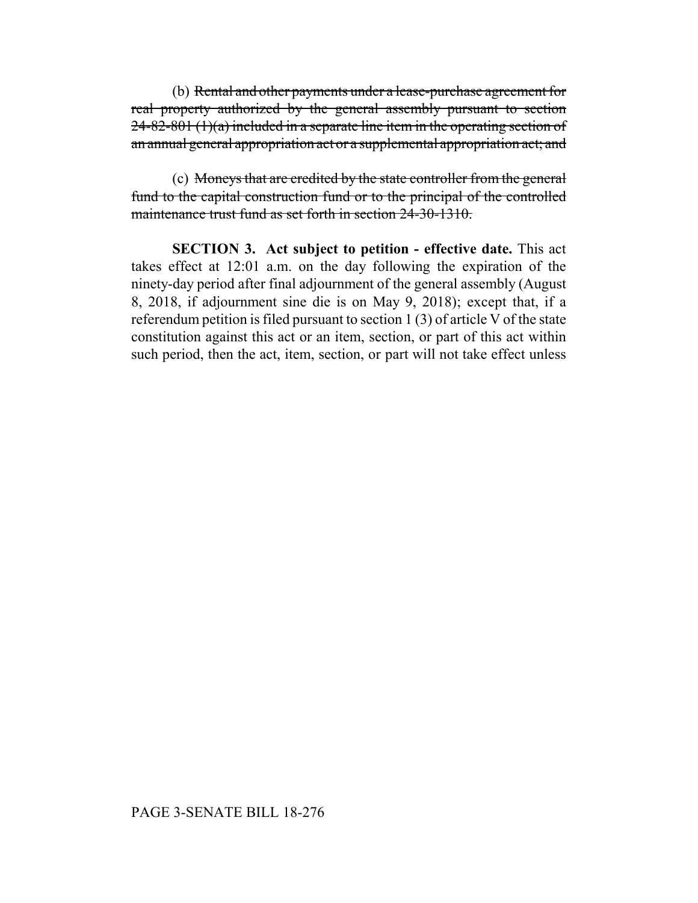(b) ~~Rental and other payments under a lease-purchase agreement for real property authorized by the general assembly pursuant to section 24-82-801 (1)(a) included in a separate line item in the operating section of an annual general appropriation act or a supplemental appropriation act; and~~

(c) ~~Moneys that are credited by the state controller from the general fund to the capital construction fund or to the principal of the controlled maintenance trust fund as set forth in section 24-30-1310.~~

**SECTION 3. Act subject to petition - effective date.** This act takes effect at 12:01 a.m. on the day following the expiration of the ninety-day period after final adjournment of the general assembly (August 8, 2018, if adjournment sine die is on May 9, 2018); except that, if a referendum petition is filed pursuant to section 1 (3) of article V of the state constitution against this act or an item, section, or part of this act within such period, then the act, item, section, or part will not take effect unless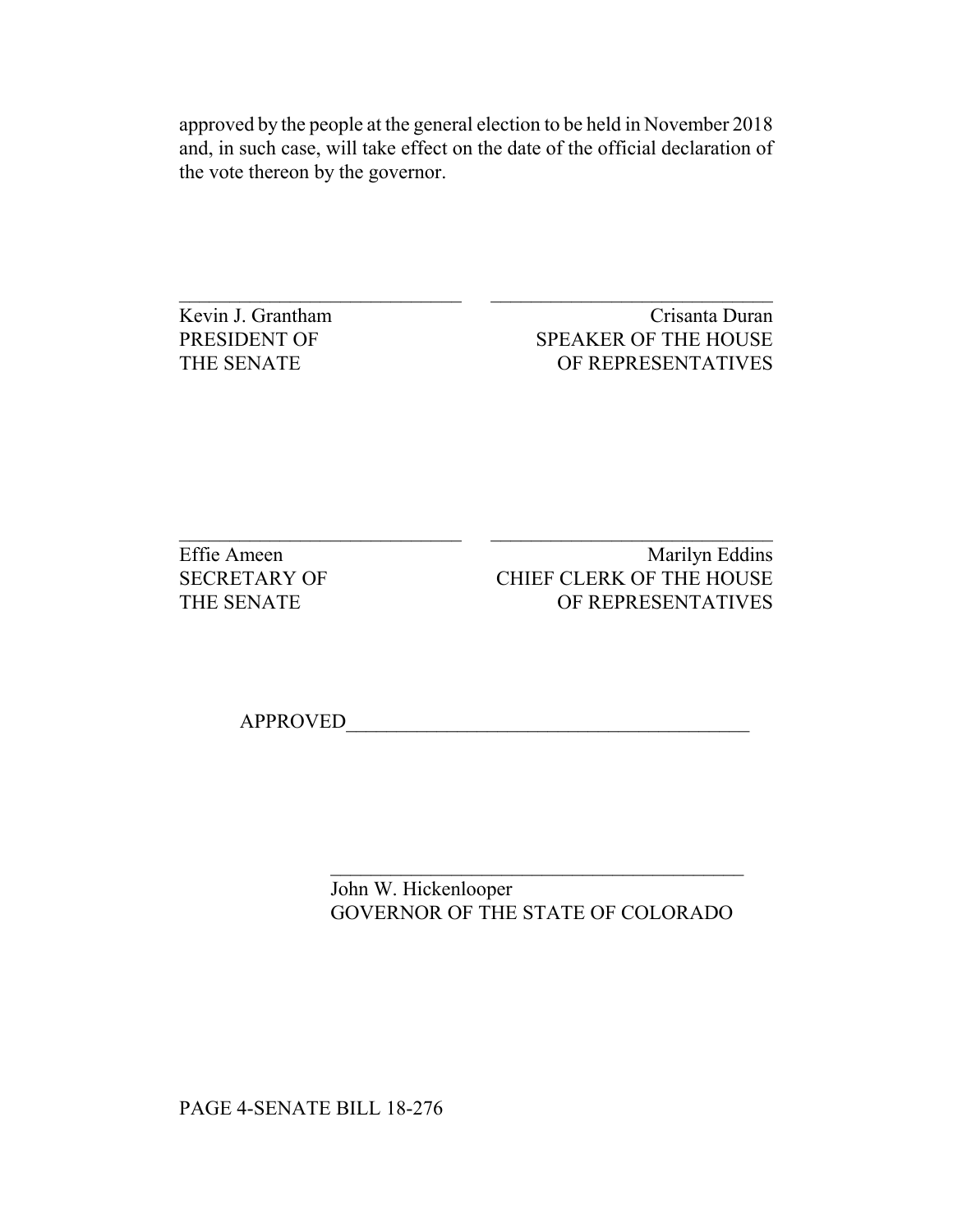approved by the people at the general election to be held in November 2018 and, in such case, will take effect on the date of the official declaration of the vote thereon by the governor.

| | |
|---|---|
| ____________________________ | ____________________________ |
| Kevin J. Grantham<br>PRESIDENT OF<br>THE SENATE | Crisanta Duran<br>SPEAKER OF THE HOUSE<br>OF REPRESENTATIVES |
| ____________________________ | ____________________________ |
| Effie Ameen<br>SECRETARY OF<br>THE SENATE | Marilyn Eddins<br>CHIEF CLERK OF THE HOUSE<br>OF REPRESENTATIVES |

APPROVED________________________________________

_________________________________________

John W. Hickenlooper
GOVERNOR OF THE STATE OF COLORADO

PAGE 4-SENATE BILL 18-276